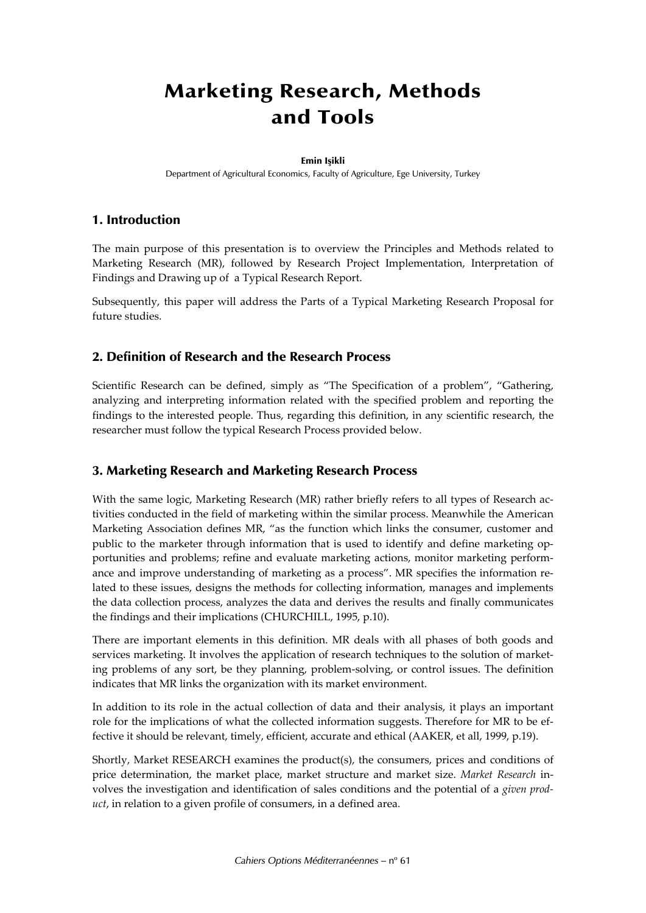# Marketing Research, Methods and Tools

**Emin Işikli**

Department of Agricultural Economics, Faculty of Agriculture, Ege University, Turkey

## 1. Introduction

The main purpose of this presentation is to overview the Principles and Methods related to Marketing Research (MR), followed by Research Project Implementation, Interpretation of Findings and Drawing up of a Typical Research Report.

Subsequently, this paper will address the Parts of a Typical Marketing Research Proposal for future studies.

## 2. Definition of Research and the Research Process

Scientific Research can be defined, simply as "The Specification of a problem", "Gathering, analyzing and interpreting information related with the specified problem and reporting the findings to the interested people. Thus, regarding this definition, in any scientific research, the researcher must follow the typical Research Process provided below.

## 3. Marketing Research and Marketing Research Process

With the same logic, Marketing Research (MR) rather briefly refers to all types of Research activities conducted in the field of marketing within the similar process. Meanwhile the American Marketing Association defines MR, "as the function which links the consumer, customer and public to the marketer through information that is used to identify and define marketing opportunities and problems; refine and evaluate marketing actions, monitor marketing performance and improve understanding of marketing as a process". MR specifies the information related to these issues, designs the methods for collecting information, manages and implements the data collection process, analyzes the data and derives the results and finally communicates the findings and their implications (CHURCHILL, 1995, p.10).

There are important elements in this definition. MR deals with all phases of both goods and services marketing. It involves the application of research techniques to the solution of marketing problems of any sort, be they planning, problem-solving, or control issues. The definition indicates that MR links the organization with its market environment.

In addition to its role in the actual collection of data and their analysis, it plays an important role for the implications of what the collected information suggests. Therefore for MR to be effective it should be relevant, timely, efficient, accurate and ethical (AAKER, et all, 1999, p.19).

Shortly, Market RESEARCH examines the product(s), the consumers, prices and conditions of price determination, the market place, market structure and market size. *Market Research* involves the investigation and identification of sales conditions and the potential of a *given product*, in relation to a given profile of consumers, in a defined area.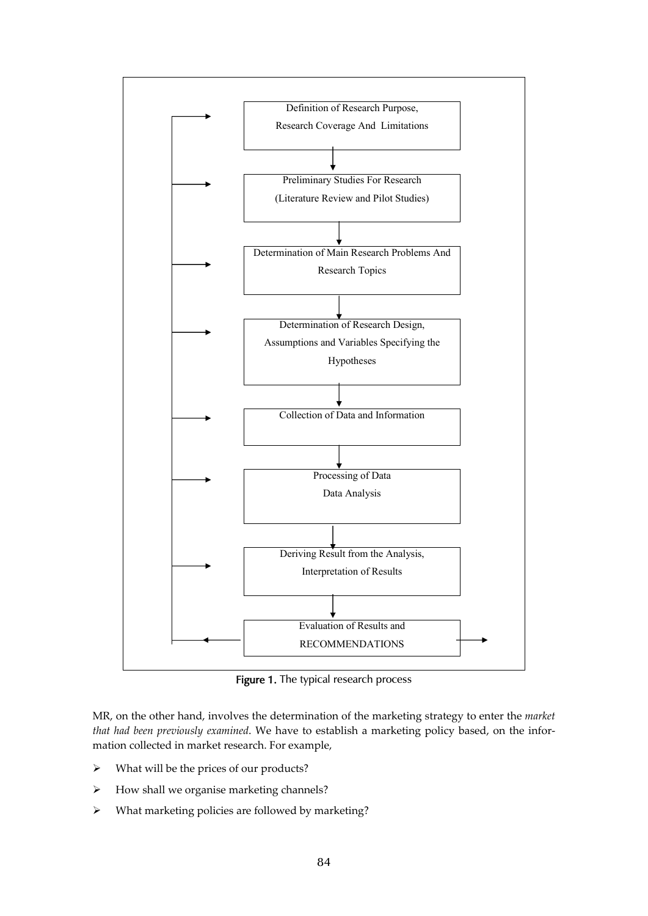Definition of Research Purpose, Research Coverage And Limitations

↓

Preliminary Studies For Research (Literature Review and Pilot Studies)

↓

Determination of Main Research Problems And Research Topics

↓

Determination of Research Design, Assumptions and Variables Specifying the Hypotheses

↓

Collection of Data and Information

↓

Processing of Data
Data Analysis

↓

Deriving Result from the Analysis, Interpretation of Results

↓

Evaluation of Results and RECOMMENDATIONS

**Figure 1.** The typical research process

MR, on the other hand, involves the determination of the marketing strategy to enter the *market that had been previously examined*. We have to establish a marketing policy based, on the information collected in market research. For example,

- What will be the prices of our products?
- How shall we organise marketing channels?
- What marketing policies are followed by marketing?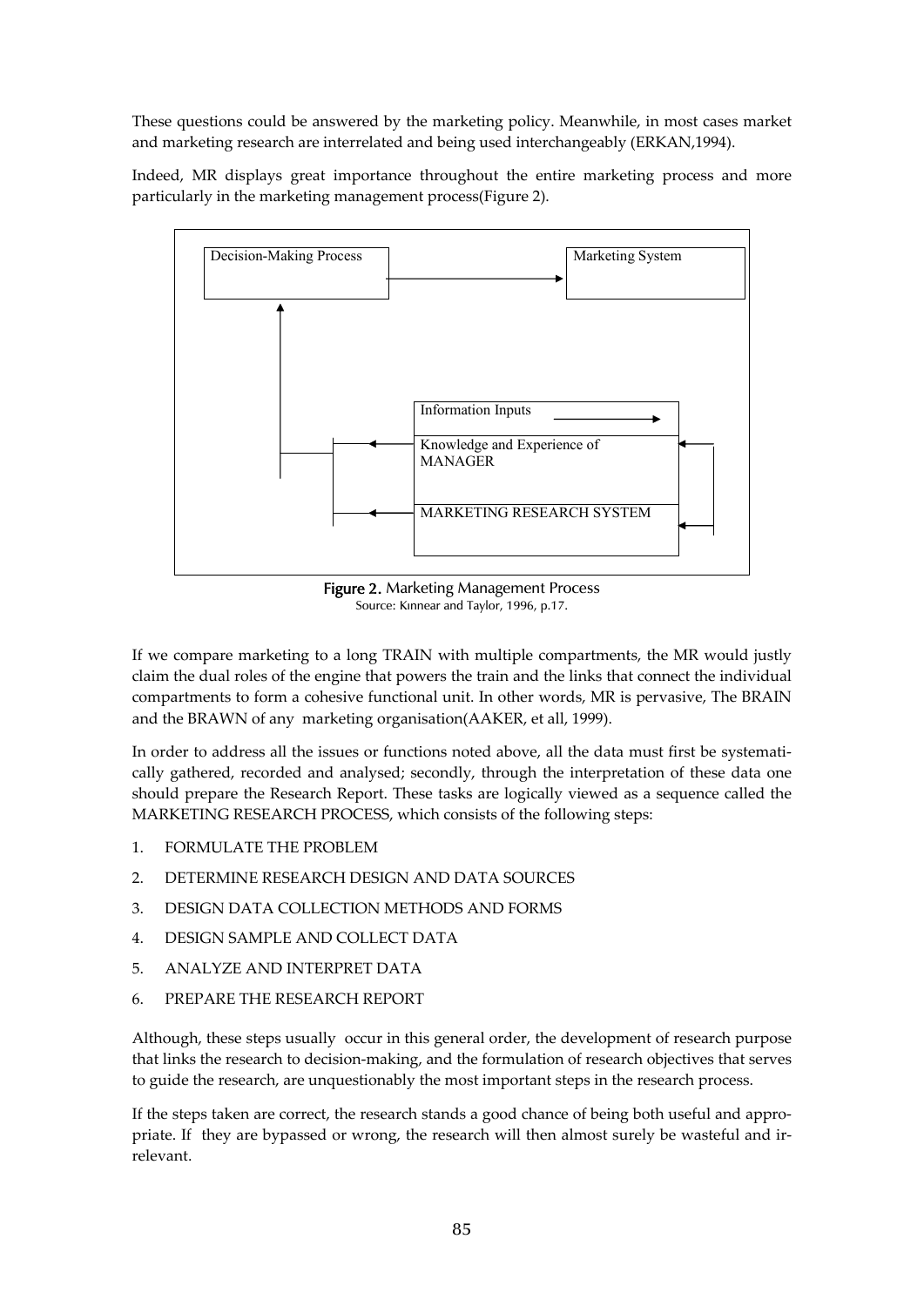These questions could be answered by the marketing policy. Meanwhile, in most cases market and marketing research are interrelated and being used interchangeably (ERKAN,1994).

Indeed, MR displays great importance throughout the entire marketing process and more particularly in the marketing management process(Figure 2).

Decision-Making Process

Marketing System

Information Inputs

Knowledge and Experience of MANAGER

MARKETING RESEARCH SYSTEM

**Figure 2.** Marketing Management Process
Source: Kınnear and Taylor, 1996, p.17.

If we compare marketing to a long TRAIN with multiple compartments, the MR would justly claim the dual roles of the engine that powers the train and the links that connect the individual compartments to form a cohesive functional unit. In other words, MR is pervasive, The BRAIN and the BRAWN of any marketing organisation(AAKER, et all, 1999).

In order to address all the issues or functions noted above, all the data must first be systematically gathered, recorded and analysed; secondly, through the interpretation of these data one should prepare the Research Report. These tasks are logically viewed as a sequence called the MARKETING RESEARCH PROCESS, which consists of the following steps:

1. FORMULATE THE PROBLEM
2. DETERMINE RESEARCH DESIGN AND DATA SOURCES
3. DESIGN DATA COLLECTION METHODS AND FORMS
4. DESIGN SAMPLE AND COLLECT DATA
5. ANALYZE AND INTERPRET DATA
6. PREPARE THE RESEARCH REPORT

Although, these steps usually occur in this general order, the development of research purpose that links the research to decision-making, and the formulation of research objectives that serves to guide the research, are unquestionably the most important steps in the research process.

If the steps taken are correct, the research stands a good chance of being both useful and appropriate. If they are bypassed or wrong, the research will then almost surely be wasteful and irrelevant.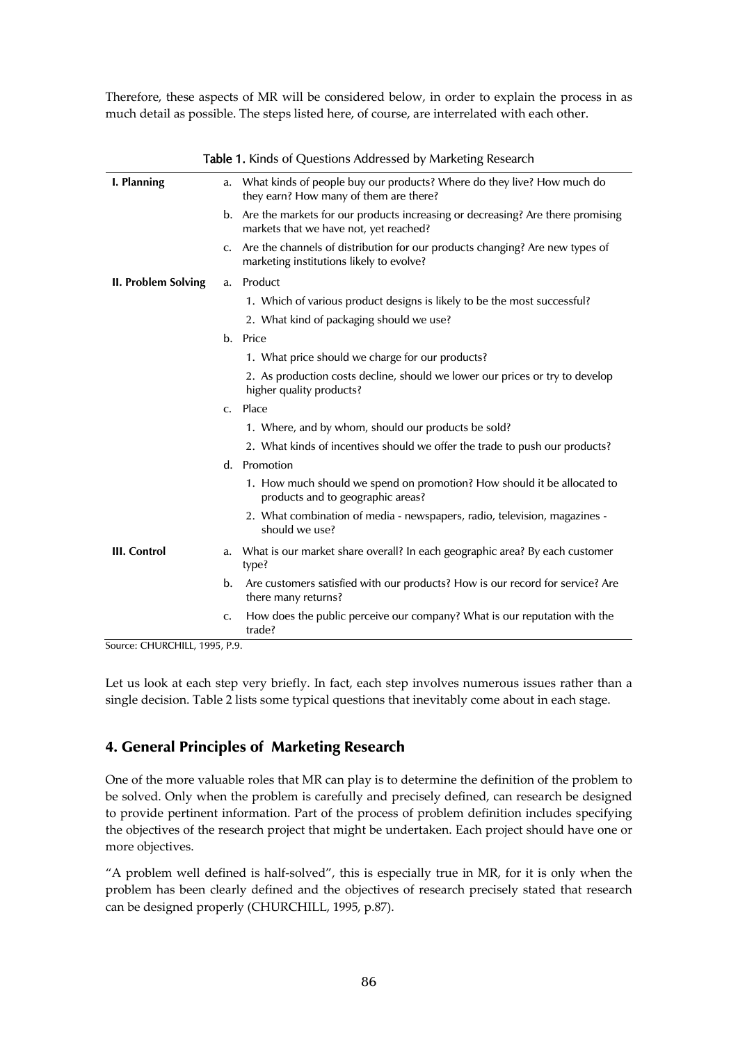Therefore, these aspects of MR will be considered below, in order to explain the process in as much detail as possible. The steps listed here, of course, are interrelated with each other.

**Table 1.** Kinds of Questions Addressed by Marketing Research

| | |
|---|---|
| **I. Planning** | a. What kinds of people buy our products? Where do they live? How much do they earn? How many of them are there? |
| | b. Are the markets for our products increasing or decreasing? Are there promising markets that we have not, yet reached? |
| | c. Are the channels of distribution for our products changing? Are new types of marketing institutions likely to evolve? |
| **II. Problem Solving** | a. Product |
| | 1. Which of various product designs is likely to be the most successful? |
| | 2. What kind of packaging should we use? |
| | b. Price |
| | 1. What price should we charge for our products? |
| | 2. As production costs decline, should we lower our prices or try to develop higher quality products? |
| | c. Place |
| | 1. Where, and by whom, should our products be sold? |
| | 2. What kinds of incentives should we offer the trade to push our products? |
| | d. Promotion |
| | 1. How much should we spend on promotion? How should it be allocated to products and to geographic areas? |
| | 2. What combination of media - newspapers, radio, television, magazines - should we use? |
| **III. Control** | a. What is our market share overall? In each geographic area? By each customer type? |
| | b. Are customers satisfied with our products? How is our record for service? Are there many returns? |
| | c. How does the public perceive our company? What is our reputation with the trade? |

Source: CHURCHILL, 1995, P.9.

Let us look at each step very briefly. In fact, each step involves numerous issues rather than a single decision. Table 2 lists some typical questions that inevitably come about in each stage.

## 4. General Principles of Marketing Research

One of the more valuable roles that MR can play is to determine the definition of the problem to be solved. Only when the problem is carefully and precisely defined, can research be designed to provide pertinent information. Part of the process of problem definition includes specifying the objectives of the research project that might be undertaken. Each project should have one or more objectives.

"A problem well defined is half-solved", this is especially true in MR, for it is only when the problem has been clearly defined and the objectives of research precisely stated that research can be designed properly (CHURCHILL, 1995, p.87).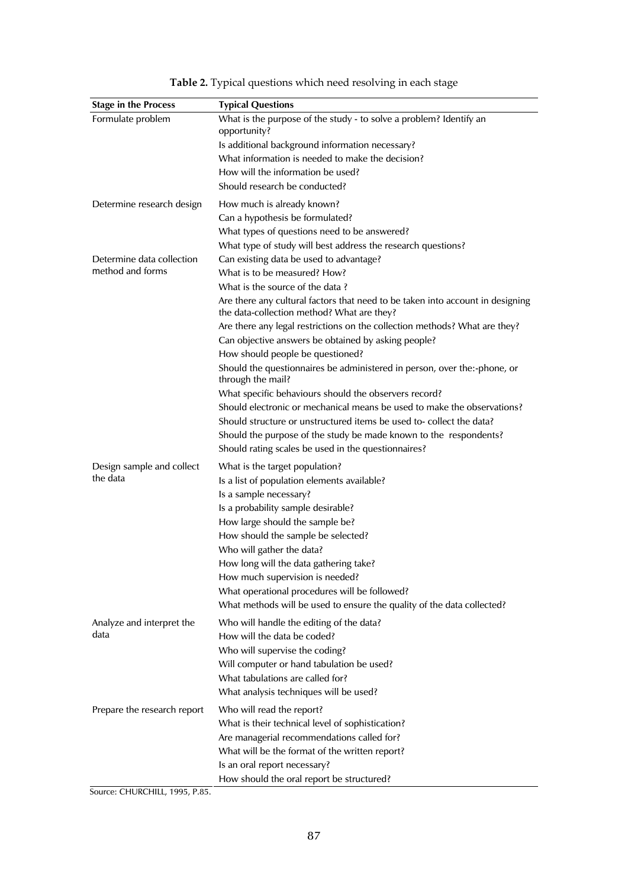**Table 2.** Typical questions which need resolving in each stage

| Stage in the Process | Typical Questions |
|---|---|
| Formulate problem | What is the purpose of the study - to solve a problem? Identify an opportunity? |
| | Is additional background information necessary? |
| | What information is needed to make the decision? |
| | How will the information be used? |
| | Should research be conducted? |
| Determine research design | How much is already known? |
| | Can a hypothesis be formulated? |
| | What types of questions need to be answered? |
| | What type of study will best address the research questions? |
| Determine data collection method and forms | Can existing data be used to advantage? |
| | What is to be measured? How? |
| | What is the source of the data ? |
| | Are there any cultural factors that need to be taken into account in designing the data-collection method? What are they? |
| | Are there any legal restrictions on the collection methods? What are they? |
| | Can objective answers be obtained by asking people? |
| | How should people be questioned? |
| | Should the questionnaires be administered in person, over the:-phone, or through the mail? |
| | What specific behaviours should the observers record? |
| | Should electronic or mechanical means be used to make the observations? |
| | Should structure or unstructured items be used to- collect the data? |
| | Should the purpose of the study be made known to the respondents? |
| | Should rating scales be used in the questionnaires? |
| Design sample and collect the data | What is the target population? |
| | Is a list of population elements available? |
| | Is a sample necessary? |
| | Is a probability sample desirable? |
| | How large should the sample be? |
| | How should the sample be selected? |
| | Who will gather the data? |
| | How long will the data gathering take? |
| | How much supervision is needed? |
| | What operational procedures will be followed? |
| | What methods will be used to ensure the quality of the data collected? |
| Analyze and interpret the data | Who will handle the editing of the data? |
| | How will the data be coded? |
| | Who will supervise the coding? |
| | Will computer or hand tabulation be used? |
| | What tabulations are called for? |
| | What analysis techniques will be used? |
| Prepare the research report | Who will read the report? |
| | What is their technical level of sophistication? |
| | Are managerial recommendations called for? |
| | What will be the format of the written report? |
| | Is an oral report necessary? |
| | How should the oral report be structured? |

Source: CHURCHILL, 1995, P.85.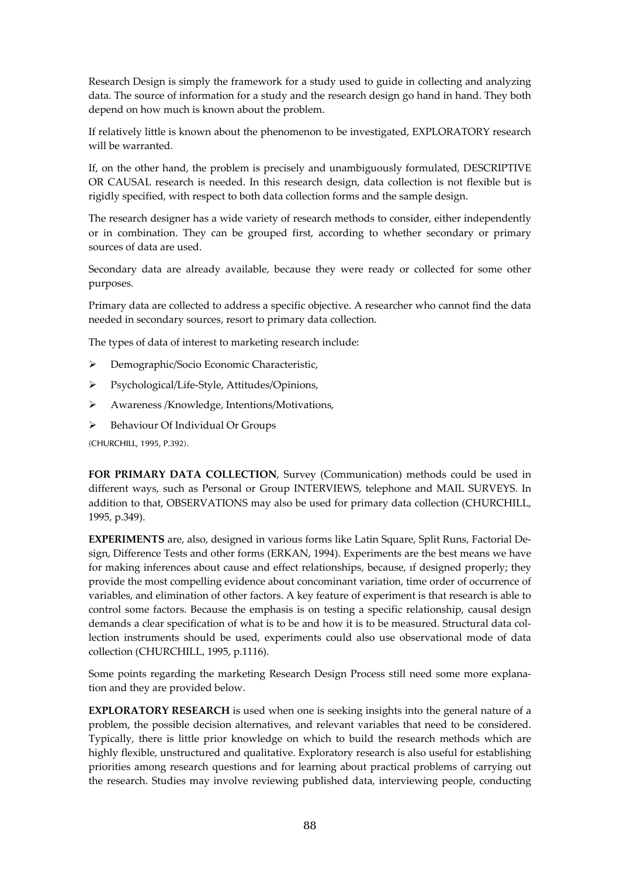Research Design is simply the framework for a study used to guide in collecting and analyzing data. The source of information for a study and the research design go hand in hand. They both depend on how much is known about the problem.

If relatively little is known about the phenomenon to be investigated, EXPLORATORY research will be warranted.

If, on the other hand, the problem is precisely and unambiguously formulated, DESCRIPTIVE OR CAUSAL research is needed. In this research design, data collection is not flexible but is rigidly specified, with respect to both data collection forms and the sample design.

The research designer has a wide variety of research methods to consider, either independently or in combination. They can be grouped first, according to whether secondary or primary sources of data are used.

Secondary data are already available, because they were ready or collected for some other purposes.

Primary data are collected to address a specific objective. A researcher who cannot find the data needed in secondary sources, resort to primary data collection.

The types of data of interest to marketing research include:

- Demographic/Socio Economic Characteristic,
- Psychological/Life-Style, Attitudes/Opinions,
- Awareness /Knowledge, Intentions/Motivations,
- Behaviour Of Individual Or Groups

(CHURCHILL, 1995, P.392).

**FOR PRIMARY DATA COLLECTION**, Survey (Communication) methods could be used in different ways, such as Personal or Group INTERVIEWS, telephone and MAIL SURVEYS. In addition to that, OBSERVATIONS may also be used for primary data collection (CHURCHILL, 1995, p.349).

**EXPERIMENTS** are, also, designed in various forms like Latin Square, Split Runs, Factorial Design, Difference Tests and other forms (ERKAN, 1994). Experiments are the best means we have for making inferences about cause and effect relationships, because, ıf designed properly; they provide the most compelling evidence about concominant variation, time order of occurrence of variables, and elimination of other factors. A key feature of experiment is that research is able to control some factors. Because the emphasis is on testing a specific relationship, causal design demands a clear specification of what is to be and how it is to be measured. Structural data collection instruments should be used, experiments could also use observational mode of data collection (CHURCHILL, 1995, p.1116).

Some points regarding the marketing Research Design Process still need some more explanation and they are provided below.

**EXPLORATORY RESEARCH** is used when one is seeking insights into the general nature of a problem, the possible decision alternatives, and relevant variables that need to be considered. Typically, there is little prior knowledge on which to build the research methods which are highly flexible, unstructured and qualitative. Exploratory research is also useful for establishing priorities among research questions and for learning about practical problems of carrying out the research. Studies may involve reviewing published data, interviewing people, conducting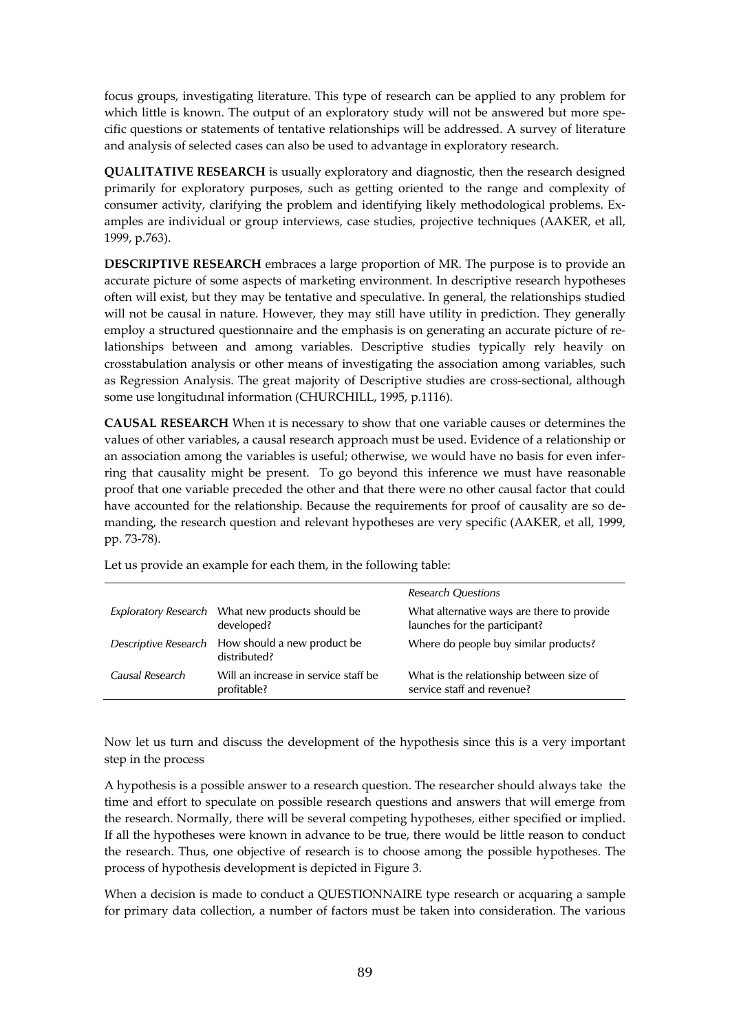focus groups, investigating literature. This type of research can be applied to any problem for which little is known. The output of an exploratory study will not be answered but more specific questions or statements of tentative relationships will be addressed. A survey of literature and analysis of selected cases can also be used to advantage in exploratory research.

**QUALITATIVE RESEARCH** is usually exploratory and diagnostic, then the research designed primarily for exploratory purposes, such as getting oriented to the range and complexity of consumer activity, clarifying the problem and identifying likely methodological problems. Examples are individual or group interviews, case studies, projective techniques (AAKER, et all, 1999, p.763).

**DESCRIPTIVE RESEARCH** embraces a large proportion of MR. The purpose is to provide an accurate picture of some aspects of marketing environment. In descriptive research hypotheses often will exist, but they may be tentative and speculative. In general, the relationships studied will not be causal in nature. However, they may still have utility in prediction. They generally employ a structured questionnaire and the emphasis is on generating an accurate picture of relationships between and among variables. Descriptive studies typically rely heavily on crosstabulation analysis or other means of investigating the association among variables, such as Regression Analysis. The great majority of Descriptive studies are cross-sectional, although some use longitudınal information (CHURCHILL, 1995, p.1116).

**CAUSAL RESEARCH** When ıt is necessary to show that one variable causes or determines the values of other variables, a causal research approach must be used. Evidence of a relationship or an association among the variables is useful; otherwise, we would have no basis for even inferring that causality might be present. To go beyond this inference we must have reasonable proof that one variable preceded the other and that there were no other causal factor that could have accounted for the relationship. Because the requirements for proof of causality are so demanding, the research question and relevant hypotheses are very specific (AAKER, et all, 1999, pp. 73-78).

Let us provide an example for each them, in the following table:

| | | *Research Questions* |
|---|---|---|
| *Exploratory Research* | What new products should be developed? | What alternative ways are there to provide launches for the participant? |
| *Descriptive Research* | How should a new product be distributed? | Where do people buy similar products? |
| *Causal Research* | Will an increase in service staff be profitable? | What is the relationship between size of service staff and revenue? |

Now let us turn and discuss the development of the hypothesis since this is a very important step in the process

A hypothesis is a possible answer to a research question. The researcher should always take the time and effort to speculate on possible research questions and answers that will emerge from the research. Normally, there will be several competing hypotheses, either specified or implied. If all the hypotheses were known in advance to be true, there would be little reason to conduct the research. Thus, one objective of research is to choose among the possible hypotheses. The process of hypothesis development is depicted in Figure 3.

When a decision is made to conduct a QUESTIONNAIRE type research or acquaring a sample for primary data collection, a number of factors must be taken into consideration. The various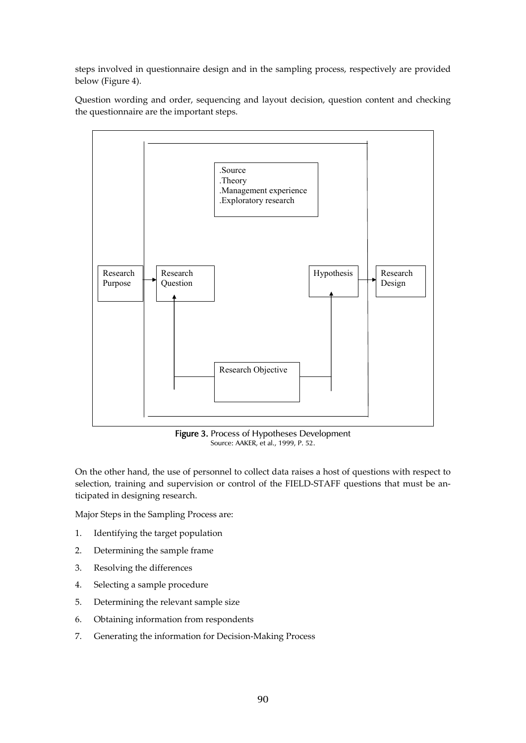steps involved in questionnaire design and in the sampling process, respectively are provided below (Figure 4).

Question wording and order, sequencing and layout decision, question content and checking the questionnaire are the important steps.

.Source
.Theory
.Management experience
.Exploratory research

Research Purpose → Research Question → Hypothesis → Research Design

Research Objective

**Figure 3.** Process of Hypotheses Development
Source: AAKER, et al., 1999, P. 52.

On the other hand, the use of personnel to collect data raises a host of questions with respect to selection, training and supervision or control of the FIELD-STAFF questions that must be anticipated in designing research.

Major Steps in the Sampling Process are:

1. Identifying the target population
2. Determining the sample frame
3. Resolving the differences
4. Selecting a sample procedure
5. Determining the relevant sample size
6. Obtaining information from respondents
7. Generating the information for Decision-Making Process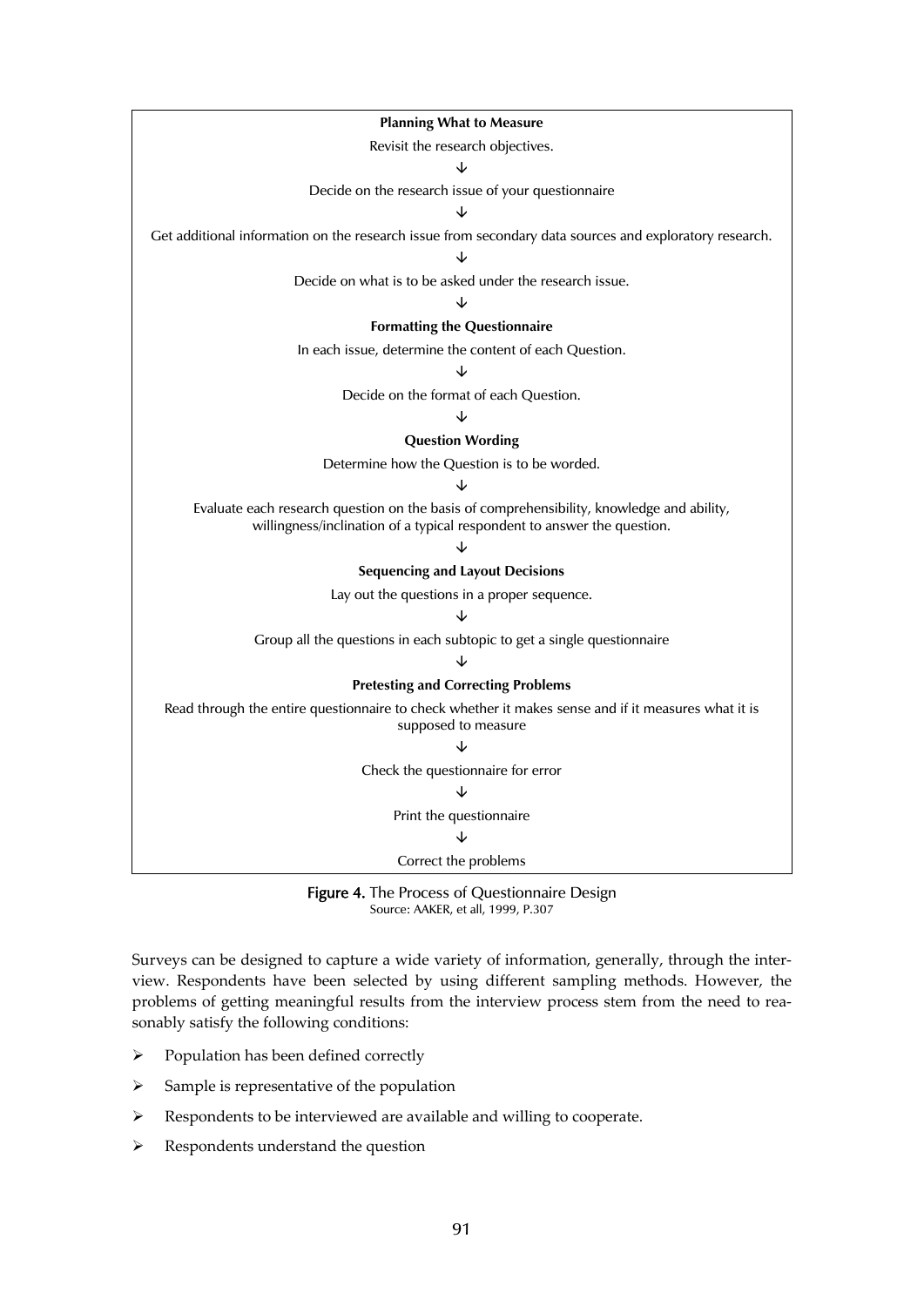**Planning What to Measure**

Revisit the research objectives.

↓

Decide on the research issue of your questionnaire

↓

Get additional information on the research issue from secondary data sources and exploratory research.

↓

Decide on what is to be asked under the research issue.

↓

**Formatting the Questionnaire**

In each issue, determine the content of each Question.

↓

Decide on the format of each Question.

↓

**Question Wording**

Determine how the Question is to be worded.

↓

Evaluate each research question on the basis of comprehensibility, knowledge and ability, willingness/inclination of a typical respondent to answer the question.

↓

**Sequencing and Layout Decisions**

Lay out the questions in a proper sequence.

↓

Group all the questions in each subtopic to get a single questionnaire

↓

**Pretesting and Correcting Problems**

Read through the entire questionnaire to check whether it makes sense and if it measures what it is supposed to measure

↓

Check the questionnaire for error

↓

Print the questionnaire

↓

Correct the problems

**Figure 4.** The Process of Questionnaire Design
Source: AAKER, et all, 1999, P.307

Surveys can be designed to capture a wide variety of information, generally, through the interview. Respondents have been selected by using different sampling methods. However, the problems of getting meaningful results from the interview process stem from the need to reasonably satisfy the following conditions:

- Population has been defined correctly
- Sample is representative of the population
- Respondents to be interviewed are available and willing to cooperate.
- Respondents understand the question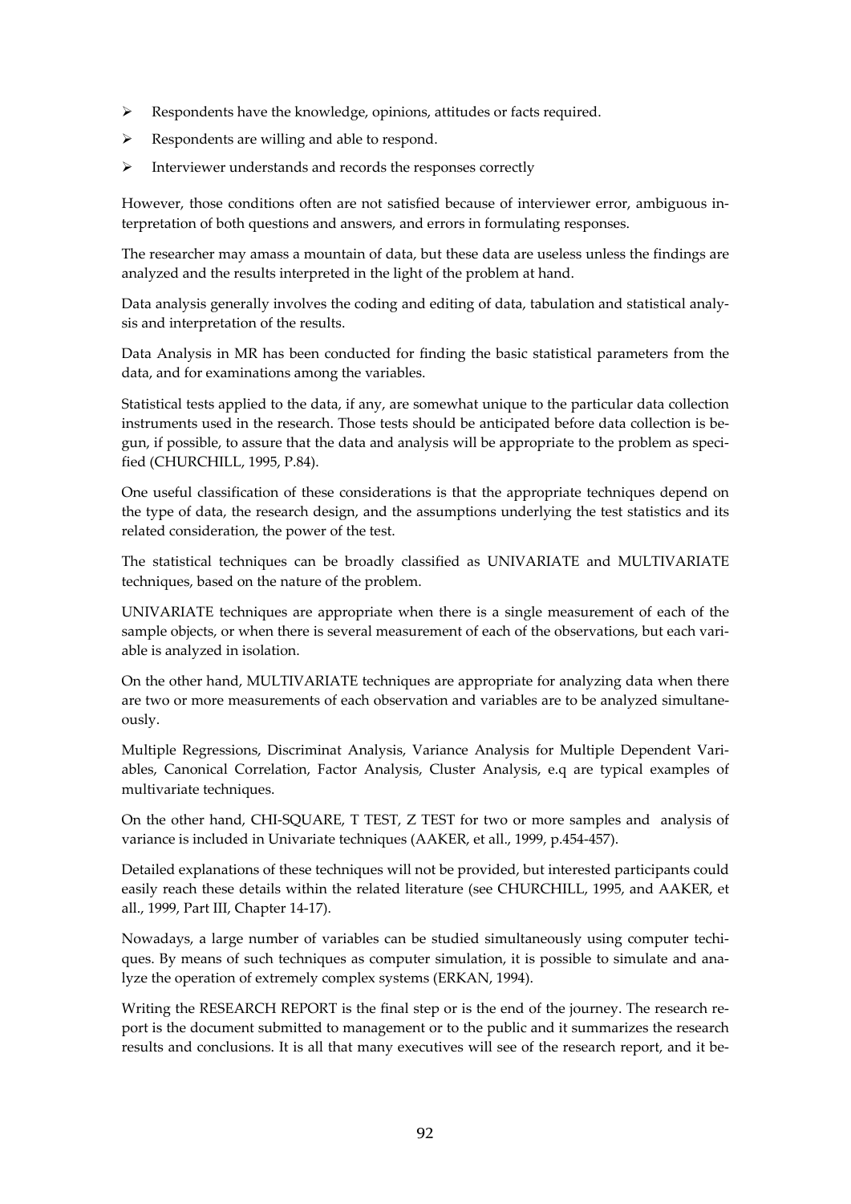- Respondents have the knowledge, opinions, attitudes or facts required.
- Respondents are willing and able to respond.
- Interviewer understands and records the responses correctly

However, those conditions often are not satisfied because of interviewer error, ambiguous interpretation of both questions and answers, and errors in formulating responses.

The researcher may amass a mountain of data, but these data are useless unless the findings are analyzed and the results interpreted in the light of the problem at hand.

Data analysis generally involves the coding and editing of data, tabulation and statistical analysis and interpretation of the results.

Data Analysis in MR has been conducted for finding the basic statistical parameters from the data, and for examinations among the variables.

Statistical tests applied to the data, if any, are somewhat unique to the particular data collection instruments used in the research. Those tests should be anticipated before data collection is begun, if possible, to assure that the data and analysis will be appropriate to the problem as specified (CHURCHILL, 1995, P.84).

One useful classification of these considerations is that the appropriate techniques depend on the type of data, the research design, and the assumptions underlying the test statistics and its related consideration, the power of the test.

The statistical techniques can be broadly classified as UNIVARIATE and MULTIVARIATE techniques, based on the nature of the problem.

UNIVARIATE techniques are appropriate when there is a single measurement of each of the sample objects, or when there is several measurement of each of the observations, but each variable is analyzed in isolation.

On the other hand, MULTIVARIATE techniques are appropriate for analyzing data when there are two or more measurements of each observation and variables are to be analyzed simultaneously.

Multiple Regressions, Discriminat Analysis, Variance Analysis for Multiple Dependent Variables, Canonical Correlation, Factor Analysis, Cluster Analysis, e.q are typical examples of multivariate techniques.

On the other hand, CHI-SQUARE, T TEST, Z TEST for two or more samples and analysis of variance is included in Univariate techniques (AAKER, et all., 1999, p.454-457).

Detailed explanations of these techniques will not be provided, but interested participants could easily reach these details within the related literature (see CHURCHILL, 1995, and AAKER, et all., 1999, Part III, Chapter 14-17).

Nowadays, a large number of variables can be studied simultaneously using computer techiques. By means of such techniques as computer simulation, it is possible to simulate and analyze the operation of extremely complex systems (ERKAN, 1994).

Writing the RESEARCH REPORT is the final step or is the end of the journey. The research report is the document submitted to management or to the public and it summarizes the research results and conclusions. It is all that many executives will see of the research report, and it be-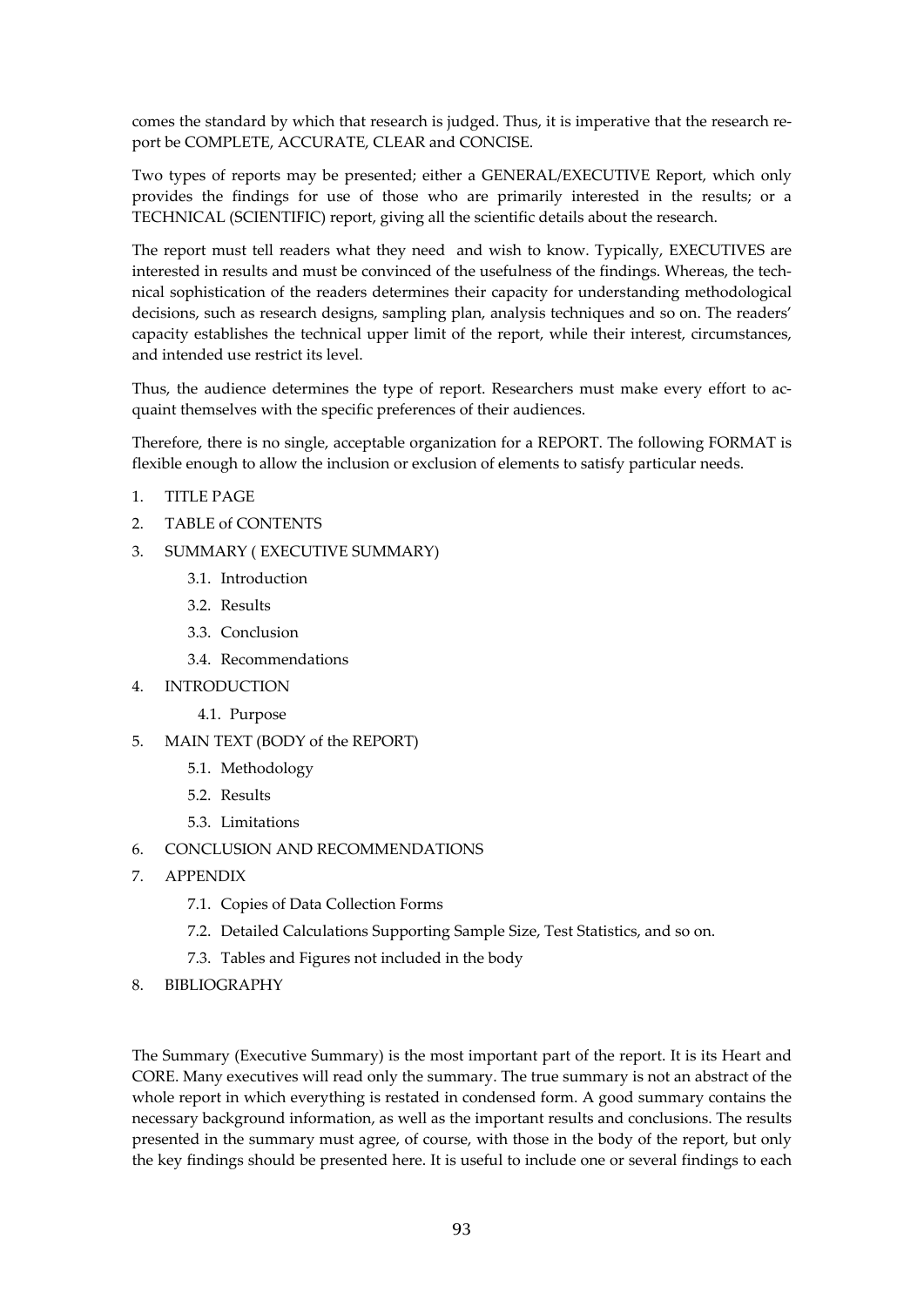comes the standard by which that research is judged. Thus, it is imperative that the research report be COMPLETE, ACCURATE, CLEAR and CONCISE.

Two types of reports may be presented; either a GENERAL/EXECUTIVE Report, which only provides the findings for use of those who are primarily interested in the results; or a TECHNICAL (SCIENTIFIC) report, giving all the scientific details about the research.

The report must tell readers what they need and wish to know. Typically, EXECUTIVES are interested in results and must be convinced of the usefulness of the findings. Whereas, the technical sophistication of the readers determines their capacity for understanding methodological decisions, such as research designs, sampling plan, analysis techniques and so on. The readers' capacity establishes the technical upper limit of the report, while their interest, circumstances, and intended use restrict its level.

Thus, the audience determines the type of report. Researchers must make every effort to acquaint themselves with the specific preferences of their audiences.

Therefore, there is no single, acceptable organization for a REPORT. The following FORMAT is flexible enough to allow the inclusion or exclusion of elements to satisfy particular needs.

1. TITLE PAGE
2. TABLE of CONTENTS
3. SUMMARY ( EXECUTIVE SUMMARY)
    - 3.1. Introduction
    - 3.2. Results
    - 3.3. Conclusion
    - 3.4. Recommendations
4. INTRODUCTION
    - 4.1. Purpose
5. MAIN TEXT (BODY of the REPORT)
    - 5.1. Methodology
    - 5.2. Results
    - 5.3. Limitations
6. CONCLUSION AND RECOMMENDATIONS
7. APPENDIX
    - 7.1. Copies of Data Collection Forms
    - 7.2. Detailed Calculations Supporting Sample Size, Test Statistics, and so on.
    - 7.3. Tables and Figures not included in the body
8. BIBLIOGRAPHY

The Summary (Executive Summary) is the most important part of the report. It is its Heart and CORE. Many executives will read only the summary. The true summary is not an abstract of the whole report in which everything is restated in condensed form. A good summary contains the necessary background information, as well as the important results and conclusions. The results presented in the summary must agree, of course, with those in the body of the report, but only the key findings should be presented here. It is useful to include one or several findings to each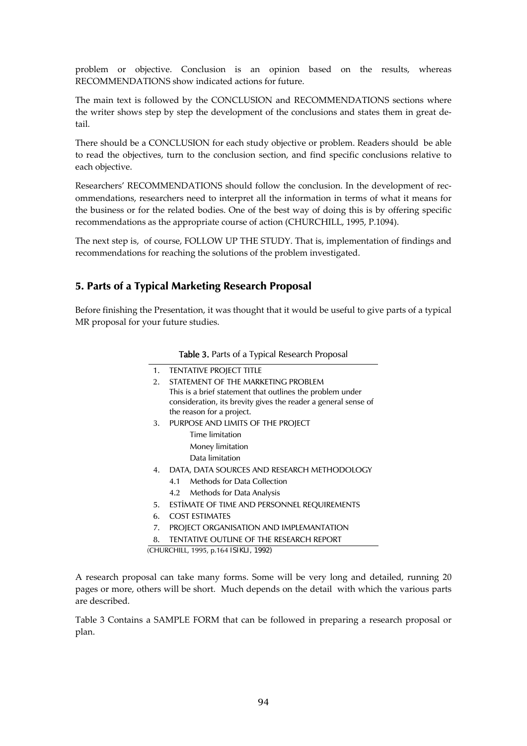problem or objective. Conclusion is an opinion based on the results, whereas RECOMMENDATIONS show indicated actions for future.

The main text is followed by the CONCLUSION and RECOMMENDATIONS sections where the writer shows step by step the development of the conclusions and states them in great detail.

There should be a CONCLUSION for each study objective or problem. Readers should be able to read the objectives, turn to the conclusion section, and find specific conclusions relative to each objective.

Researchers' RECOMMENDATIONS should follow the conclusion. In the development of recommendations, researchers need to interpret all the information in terms of what it means for the business or for the related bodies. One of the best way of doing this is by offering specific recommendations as the appropriate course of action (CHURCHILL, 1995, P.1094).

The next step is, of course, FOLLOW UP THE STUDY. That is, implementation of findings and recommendations for reaching the solutions of the problem investigated.

## 5. Parts of a Typical Marketing Research Proposal

Before finishing the Presentation, it was thought that it would be useful to give parts of a typical MR proposal for your future studies.

**Table 3.** Parts of a Typical Research Proposal

1. TENTATIVE PROJECT TITLE
2. STATEMENT OF THE MARKETING PROBLEM
   This is a brief statement that outlines the problem under consideration, its brevity gives the reader a general sense of the reason for a project.
3. PURPOSE AND LIMITS OF THE PROJECT
   - Time limitation
   - Money limitation
   - Data limitation
4. DATA, DATA SOURCES AND RESEARCH METHODOLOGY
   - 4.1 Methods for Data Collection
   - 4.2 Methods for Data Analysis
5. ESTİMATE OF TIME AND PERSONNEL REQUIREMENTS
6. COST ESTIMATES
7. PROJECT ORGANISATION AND IMPLEMANTATION
8. TENTATIVE OUTLINE OF THE RESEARCH REPORT

(CHURCHILL, 1995, p.164 ISIKLI, 1992)

A research proposal can take many forms. Some will be very long and detailed, running 20 pages or more, others will be short. Much depends on the detail with which the various parts are described.

Table 3 Contains a SAMPLE FORM that can be followed in preparing a research proposal or plan.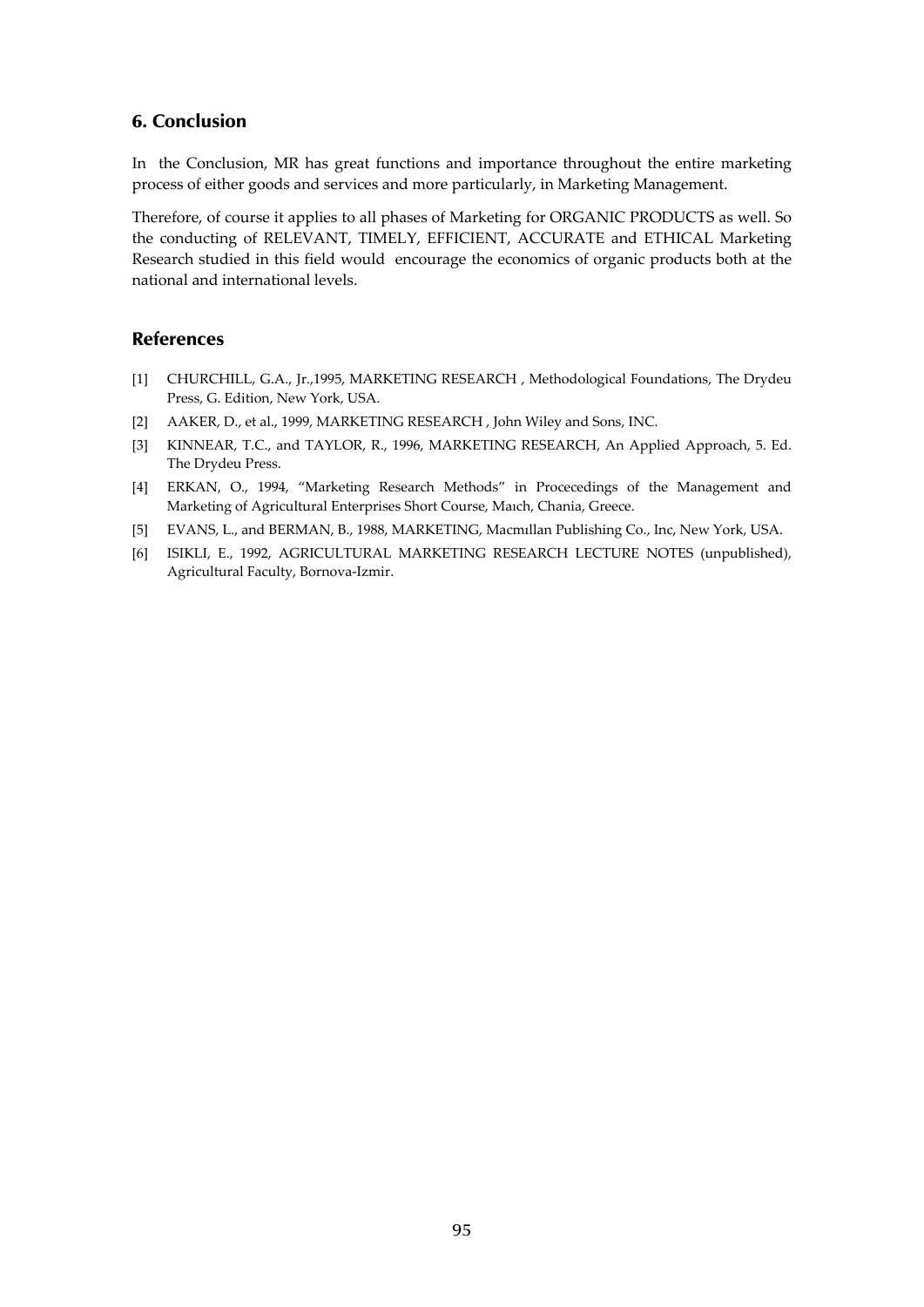## 6. Conclusion

In the Conclusion, MR has great functions and importance throughout the entire marketing process of either goods and services and more particularly, in Marketing Management.

Therefore, of course it applies to all phases of Marketing for ORGANIC PRODUCTS as well. So the conducting of RELEVANT, TIMELY, EFFICIENT, ACCURATE and ETHICAL Marketing Research studied in this field would encourage the economics of organic products both at the national and international levels.

## References

[1] CHURCHILL, G.A., Jr.,1995, MARKETING RESEARCH , Methodological Foundations, The Drydeu Press, G. Edition, New York, USA.

[2] AAKER, D., et al., 1999, MARKETING RESEARCH , John Wiley and Sons, INC.

[3] KINNEAR, T.C., and TAYLOR, R., 1996, MARKETING RESEARCH, An Applied Approach, 5. Ed. The Drydeu Press.

[4] ERKAN, O., 1994, "Marketing Research Methods" in Procecedings of the Management and Marketing of Agricultural Enterprises Short Course, Maıch, Chania, Greece.

[5] EVANS, L., and BERMAN, B., 1988, MARKETING, Macmıllan Publishing Co., Inc, New York, USA.

[6] ISIKLI, E., 1992, AGRICULTURAL MARKETING RESEARCH LECTURE NOTES (unpublished), Agricultural Faculty, Bornova-Izmir.